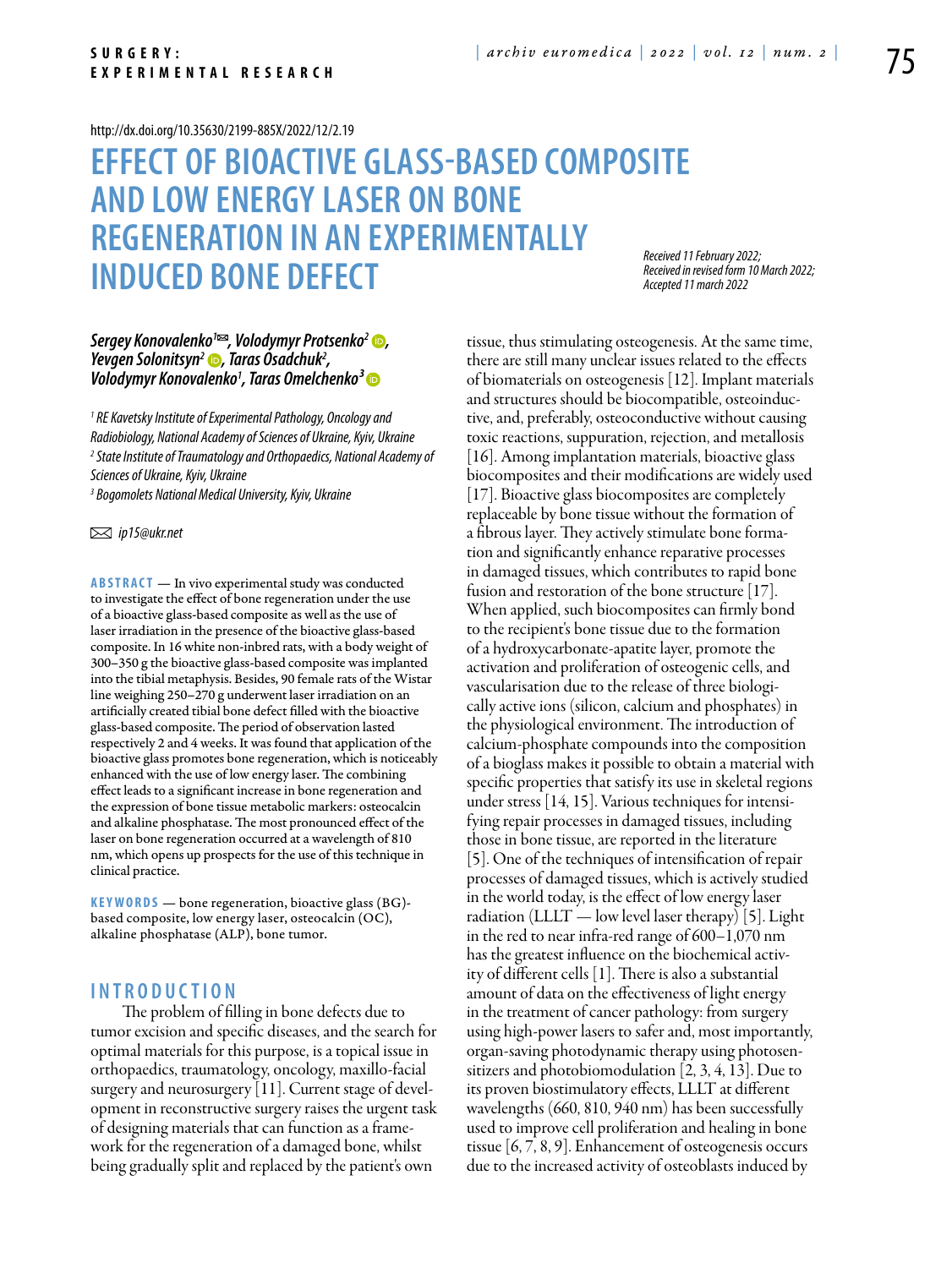http://dx.doi.org/10.35630/2199-885X/2022/12/2.19

# EFFECT OF BIOACTIVE GLASS-BASED COMPOSITE AND LOW ENERGY LASER ON BONE REGENERATION IN AN EXPERIMENTALLY INDUCED BONE DEFECT

*Received 11 February 2022; Received in revised form 10 March 2022; Accepted 11 march 2022*

***Sergey Konovalenko[1]✉, Volodymyr Protsenko[2], Yevgen Solonitsyn[2], Taras Osadchuk[2], Volodymyr Konovalenko[1], Taras Omelchenko[3]***

*[1] RE Kavetsky Institute of Experimental Pathology, Oncology and Radiobiology, National Academy of Sciences of Ukraine, Kyiv, Ukraine*
*[2] State Institute of Traumatology and Orthopaedics, National Academy of Sciences of Ukraine, Kyiv, Ukraine*
*[3] Bogomolets National Medical University, Kyiv, Ukraine*

✉ *ip15@ukr.net*

**ABSTRACT** — In vivo experimental study was conducted to investigate the effect of bone regeneration under the use of a bioactive glass-based composite as well as the use of laser irradiation in the presence of the bioactive glass-based composite. In 16 white non-inbred rats, with a body weight of 300–350 g the bioactive glass-based composite was implanted into the tibial metaphysis. Besides, 90 female rats of the Wistar line weighing 250–270 g underwent laser irradiation on an artificially created tibial bone defect filled with the bioactive glass-based composite. The period of observation lasted respectively 2 and 4 weeks. It was found that application of the bioactive glass promotes bone regeneration, which is noticeably enhanced with the use of low energy laser. The combining effect leads to a significant increase in bone regeneration and the expression of bone tissue metabolic markers: osteocalcin and alkaline phosphatase. The most pronounced effect of the laser on bone regeneration occurred at a wavelength of 810 nm, which opens up prospects for the use of this technique in clinical practice.

**KEYWORDS** — bone regeneration, bioactive glass (BG)-based composite, low energy laser, osteocalcin (OC), alkaline phosphatase (ALP), bone tumor.

## INTRODUCTION

The problem of filling in bone defects due to tumor excision and specific diseases, and the search for optimal materials for this purpose, is a topical issue in orthopaedics, traumatology, oncology, maxillo-facial surgery and neurosurgery [11]. Current stage of development in reconstructive surgery raises the urgent task of designing materials that can function as a framework for the regeneration of a damaged bone, whilst being gradually split and replaced by the patient's own tissue, thus stimulating osteogenesis. At the same time, there are still many unclear issues related to the effects of biomaterials on osteogenesis [12]. Implant materials and structures should be biocompatible, osteoinductive, and, preferably, osteoconductive without causing toxic reactions, suppuration, rejection, and metallosis [16]. Among implantation materials, bioactive glass biocomposites and their modifications are widely used [17]. Bioactive glass biocomposites are completely replaceable by bone tissue without the formation of a fibrous layer. They actively stimulate bone formation and significantly enhance reparative processes in damaged tissues, which contributes to rapid bone fusion and restoration of the bone structure [17]. When applied, such biocomposites can firmly bond to the recipient's bone tissue due to the formation of a hydroxycarbonate-apatite layer, promote the activation and proliferation of osteogenic cells, and vascularisation due to the release of three biologically active ions (silicon, calcium and phosphates) in the physiological environment. The introduction of calcium-phosphate compounds into the composition of a bioglass makes it possible to obtain a material with specific properties that satisfy its use in skeletal regions under stress [14, 15]. Various techniques for intensifying repair processes in damaged tissues, including those in bone tissue, are reported in the literature [5]. One of the techniques of intensification of repair processes of damaged tissues, which is actively studied in the world today, is the effect of low energy laser radiation (LLLT — low level laser therapy) [5]. Light in the red to near infra-red range of 600–1,070 nm has the greatest influence on the biochemical activity of different cells [1]. There is also a substantial amount of data on the effectiveness of light energy in the treatment of cancer pathology: from surgery using high-power lasers to safer and, most importantly, organ-saving photodynamic therapy using photosensitizers and photobiomodulation [2, 3, 4, 13]. Due to its proven biostimulatory effects, LLLT at different wavelengths (660, 810, 940 nm) has been successfully used to improve cell proliferation and healing in bone tissue [6, 7, 8, 9]. Enhancement of osteogenesis occurs due to the increased activity of osteoblasts induced by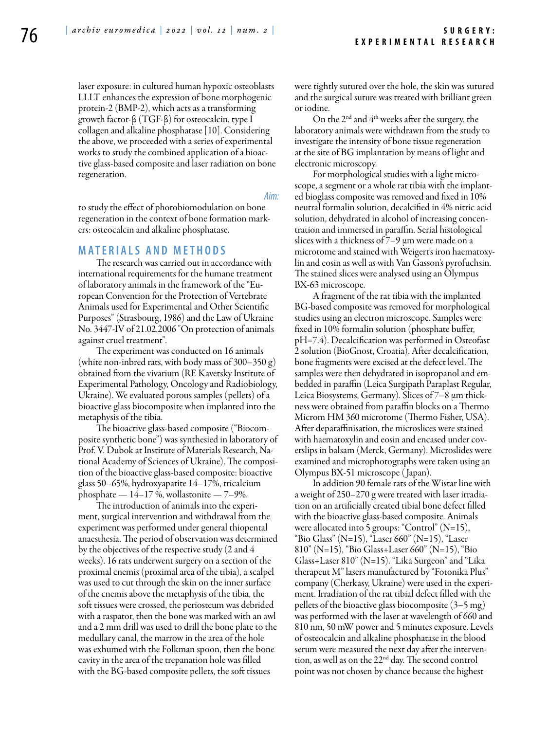laser exposure: in cultured human hypoxic osteoblasts LLLT enhances the expression of bone morphogenic protein-2 (BMP-2), which acts as a transforming growth factor-β (TGF-β) for osteocalcin, type I collagen and alkaline phosphatase [10]. Considering the above, we proceeded with a series of experimental works to study the combined application of a bioactive glass-based composite and laser radiation on bone regeneration.

*Aim:*

to study the effect of photobiomodulation on bone regeneration in the context of bone formation markers: osteocalcin and alkaline phosphatase.

## MATERIALS AND METHODS

The research was carried out in accordance with international requirements for the humane treatment of laboratory animals in the framework of the "European Convention for the Protection of Vertebrate Animals used for Experimental and Other Scientific Purposes" (Strasbourg, 1986) and the Law of Ukraine No. 3447-IV of 21.02.2006 "On protection of animals against cruel treatment".

The experiment was conducted on 16 animals (white non-inbred rats, with body mass of 300–350 g) obtained from the vivarium (RE Kavetsky Institute of Experimental Pathology, Oncology and Radiobiology, Ukraine). We evaluated porous samples (pellets) of a bioactive glass biocomposite when implanted into the metaphysis of the tibia.

The bioactive glass-based composite ("Biocomposite synthetic bone") was synthesied in laboratory of Prof. V. Dubok at Institute of Materials Research, National Academy of Sciences of Ukraine). The composition of the bioactive glass-based composite: bioactive glass 50–65%, hydroxyapatite 14–17%, tricalcium phosphate — 14–17 %, wollastonite — 7–9%.

The introduction of animals into the experiment, surgical intervention and withdrawal from the experiment was performed under general thiopental anaesthesia. The period of observation was determined by the objectives of the respective study (2 and 4 weeks). 16 rats underwent surgery on a section of the proximal cnemis (proximal area of the tibia), a scalpel was used to cut through the skin on the inner surface of the cnemis above the metaphysis of the tibia, the soft tissues were crossed, the periosteum was debrided with a raspator, then the bone was marked with an awl and a 2 mm drill was used to drill the bone plate to the medullary canal, the marrow in the area of the hole was exhumed with the Folkman spoon, then the bone cavity in the area of the trepanation hole was filled with the BG-based composite pellets, the soft tissues were tightly sutured over the hole, the skin was sutured and the surgical suture was treated with brilliant green or iodine.

On the 2[nd] and 4[th] weeks after the surgery, the laboratory animals were withdrawn from the study to investigate the intensity of bone tissue regeneration at the site of BG implantation by means of light and electronic microscopy.

For morphological studies with a light microscope, a segment or a whole rat tibia with the implanted bioglass composite was removed and fixed in 10% neutral formalin solution, decalcified in 4% nitric acid solution, dehydrated in alcohol of increasing concentration and immersed in paraffin. Serial histological slices with a thickness of 7–9 μm were made on a microtome and stained with Weigert's iron haematoxylin and eosin as well as with Van Gasson's pyrofuchsin. The stained slices were analysed using an Olympus BX-63 microscope.

A fragment of the rat tibia with the implanted BG-based composite was removed for morphological studies using an electron microscope. Samples were fixed in 10% formalin solution (phosphate buffer, pH=7.4). Decalcification was performed in Osteofast 2 solution (BioGnost, Croatia). After decalcification, bone fragments were excised at the defect level. The samples were then dehydrated in isopropanol and embedded in paraffin (Leica Surgipath Paraplast Regular, Leica Biosystems, Germany). Slices of 7–8 μm thickness were obtained from paraffin blocks on a Thermo Microm HM 360 microtome (Thermo Fisher, USA). After deparaffinisation, the microslices were stained with haematoxylin and eosin and encased under coverslips in balsam (Merck, Germany). Microslides were examined and microphotographs were taken using an Olympus BX-51 microscope (Japan).

In addition 90 female rats of the Wistar line with a weight of 250–270 g were treated with laser irradiation on an artificially created tibial bone defect filled with the bioactive glass-based composite. Animals were allocated into 5 groups: "Control" (N=15), "Bio Glass" (N=15), "Laser 660" (N=15), "Laser 810" (N=15), "Bio Glass+Laser 660" (N=15), "Bio Glass+Laser 810" (N=15). "Lika Surgeon" and "Lika therapeut M" lasers manufactured by "Fotonika Plus" company (Cherkasy, Ukraine) were used in the experiment. Irradiation of the rat tibial defect filled with the pellets of the bioactive glass biocomposite (3–5 mg) was performed with the laser at wavelength of 660 and 810 nm, 50 mW power and 5 minutes exposure. Levels of osteocalcin and alkaline phosphatase in the blood serum were measured the next day after the intervention, as well as on the 22[nd] day. The second control point was not chosen by chance because the highest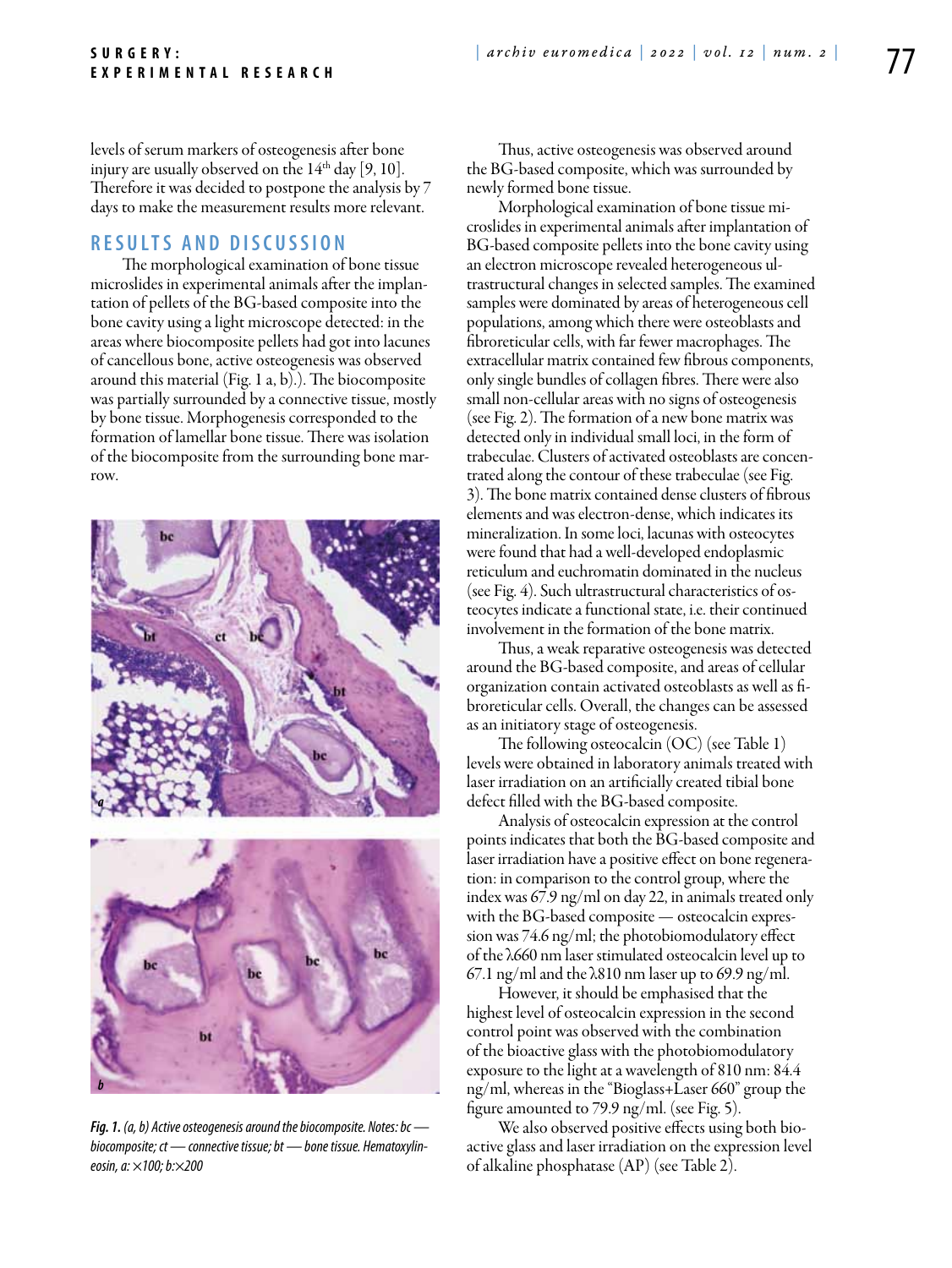levels of serum markers of osteogenesis after bone injury are usually observed on the 14th day [9, 10]. Therefore it was decided to postpone the analysis by 7 days to make the measurement results more relevant.

## RESULTS AND DISCUSSION

The morphological examination of bone tissue microslides in experimental animals after the implantation of pellets of the BG-based composite into the bone cavity using a light microscope detected: in the areas where biocomposite pellets had got into lacunes of cancellous bone, active osteogenesis was observed around this material (Fig. 1 a, b).). The biocomposite was partially surrounded by a connective tissue, mostly by bone tissue. Morphogenesis corresponded to the formation of lamellar bone tissue. There was isolation of the biocomposite from the surrounding bone marrow.

*Fig. 1. (a, b) Active osteogenesis around the biocomposite. Notes: bc — biocomposite; ct — connective tissue; bt — bone tissue. Hematoxylin-eosin, a: ×100; b:×200*

Thus, active osteogenesis was observed around the BG-based composite, which was surrounded by newly formed bone tissue.

Morphological examination of bone tissue microslides in experimental animals after implantation of BG-based composite pellets into the bone cavity using an electron microscope revealed heterogeneous ultrastructural changes in selected samples. The examined samples were dominated by areas of heterogeneous cell populations, among which there were osteoblasts and fibroreticular cells, with far fewer macrophages. The extracellular matrix contained few fibrous components, only single bundles of collagen fibres. There were also small non-cellular areas with no signs of osteogenesis (see Fig. 2). The formation of a new bone matrix was detected only in individual small loci, in the form of trabeculae. Clusters of activated osteoblasts are concentrated along the contour of these trabeculae (see Fig. 3). The bone matrix contained dense clusters of fibrous elements and was electron-dense, which indicates its mineralization. In some loci, lacunas with osteocytes were found that had a well-developed endoplasmic reticulum and euchromatin dominated in the nucleus (see Fig. 4). Such ultrastructural characteristics of osteocytes indicate a functional state, i.e. their continued involvement in the formation of the bone matrix.

Thus, a weak reparative osteogenesis was detected around the BG-based composite, and areas of cellular organization contain activated osteoblasts as well as fibroreticular cells. Overall, the changes can be assessed as an initiatory stage of osteogenesis.

The following osteocalcin (OC) (see Table 1) levels were obtained in laboratory animals treated with laser irradiation on an artificially created tibial bone defect filled with the BG-based composite.

Analysis of osteocalcin expression at the control points indicates that both the BG-based composite and laser irradiation have a positive effect on bone regeneration: in comparison to the control group, where the index was 67.9 ng/ml on day 22, in animals treated only with the BG-based composite — osteocalcin expression was 74.6 ng/ml; the photobiomodulatory effect of the λ660 nm laser stimulated osteocalcin level up to 67.1 ng/ml and the λ810 nm laser up to 69.9 ng/ml.

However, it should be emphasised that the highest level of osteocalcin expression in the second control point was observed with the combination of the bioactive glass with the photobiomodulatory exposure to the light at a wavelength of 810 nm: 84.4 ng/ml, whereas in the "Bioglass+Laser 660" group the figure amounted to 79.9 ng/ml. (see Fig. 5).

We also observed positive effects using both bioactive glass and laser irradiation on the expression level of alkaline phosphatase (AP) (see Table 2).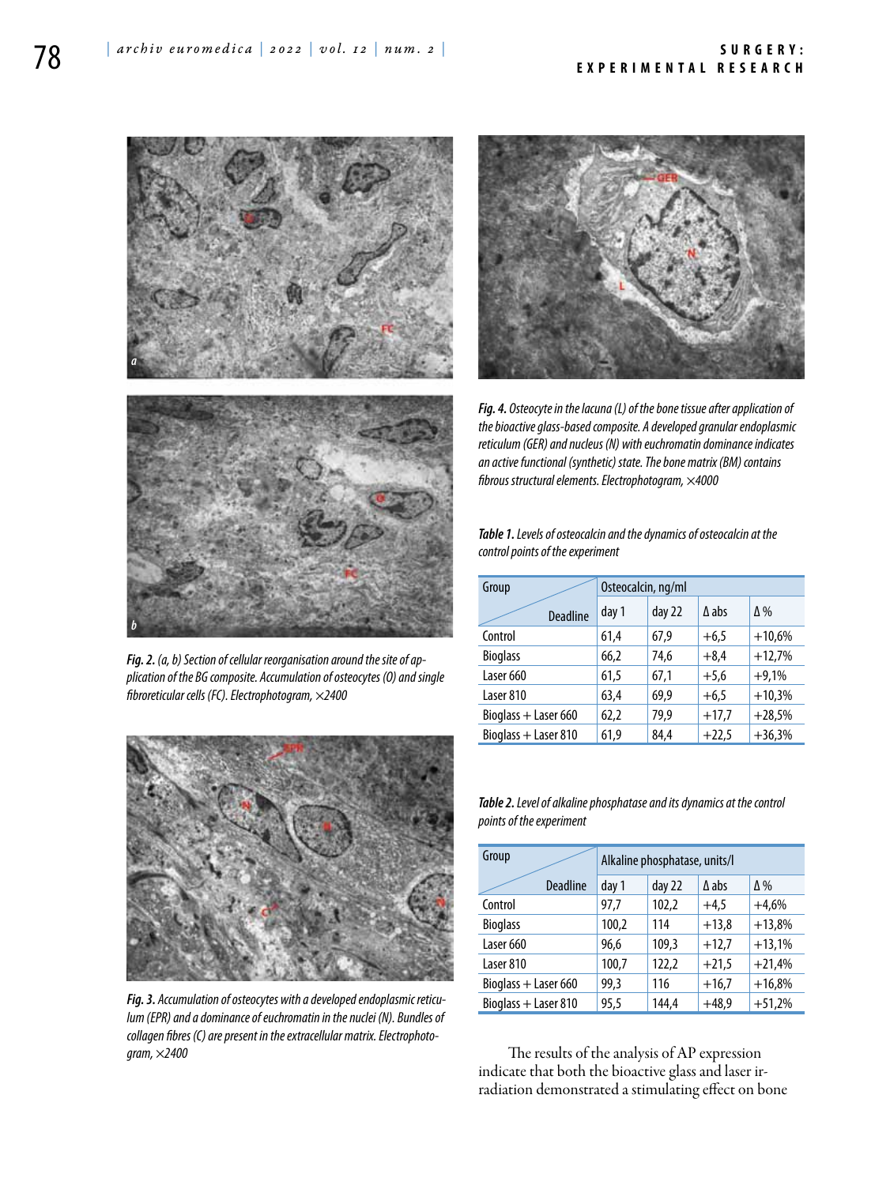*Fig. 2. (a, b) Section of cellular reorganisation around the site of application of the BG composite. Accumulation of osteocytes (O) and single fibroreticular cells (FC). Electrophotogram, ×2400*

*Fig. 3. Accumulation of osteocytes with a developed endoplasmic reticulum (EPR) and a dominance of euchromatin in the nuclei (N). Bundles of collagen fibres (C) are present in the extracellular matrix. Electrophotogram, ×2400*

*Fig. 4. Osteocyte in the lacuna (L) of the bone tissue after application of the bioactive glass-based composite. A developed granular endoplasmic reticulum (GER) and nucleus (N) with euchromatin dominance indicates an active functional (synthetic) state. The bone matrix (BM) contains fibrous structural elements. Electrophotogram, ×4000*

*Table 1. Levels of osteocalcin and the dynamics of osteocalcin at the control points of the experiment*

| Group / Deadline | Osteocalcin, ng/ml | | | |
|---|---|---|---|---|
| | day 1 | day 22 | Δ abs | Δ % |
| Control | 61,4 | 67,9 | +6,5 | +10,6% |
| Bioglass | 66,2 | 74,6 | +8,4 | +12,7% |
| Laser 660 | 61,5 | 67,1 | +5,6 | +9,1% |
| Laser 810 | 63,4 | 69,9 | +6,5 | +10,3% |
| Bioglass + Laser 660 | 62,2 | 79,9 | +17,7 | +28,5% |
| Bioglass + Laser 810 | 61,9 | 84,4 | +22,5 | +36,3% |

*Table 2. Level of alkaline phosphatase and its dynamics at the control points of the experiment*

| Group / Deadline | Alkaline phosphatase, units/l | | | |
|---|---|---|---|---|
| | day 1 | day 22 | Δ abs | Δ % |
| Control | 97,7 | 102,2 | +4,5 | +4,6% |
| Bioglass | 100,2 | 114 | +13,8 | +13,8% |
| Laser 660 | 96,6 | 109,3 | +12,7 | +13,1% |
| Laser 810 | 100,7 | 122,2 | +21,5 | +21,4% |
| Bioglass + Laser 660 | 99,3 | 116 | +16,7 | +16,8% |
| Bioglass + Laser 810 | 95,5 | 144,4 | +48,9 | +51,2% |

The results of the analysis of AP expression indicate that both the bioactive glass and laser irradiation demonstrated a stimulating effect on bone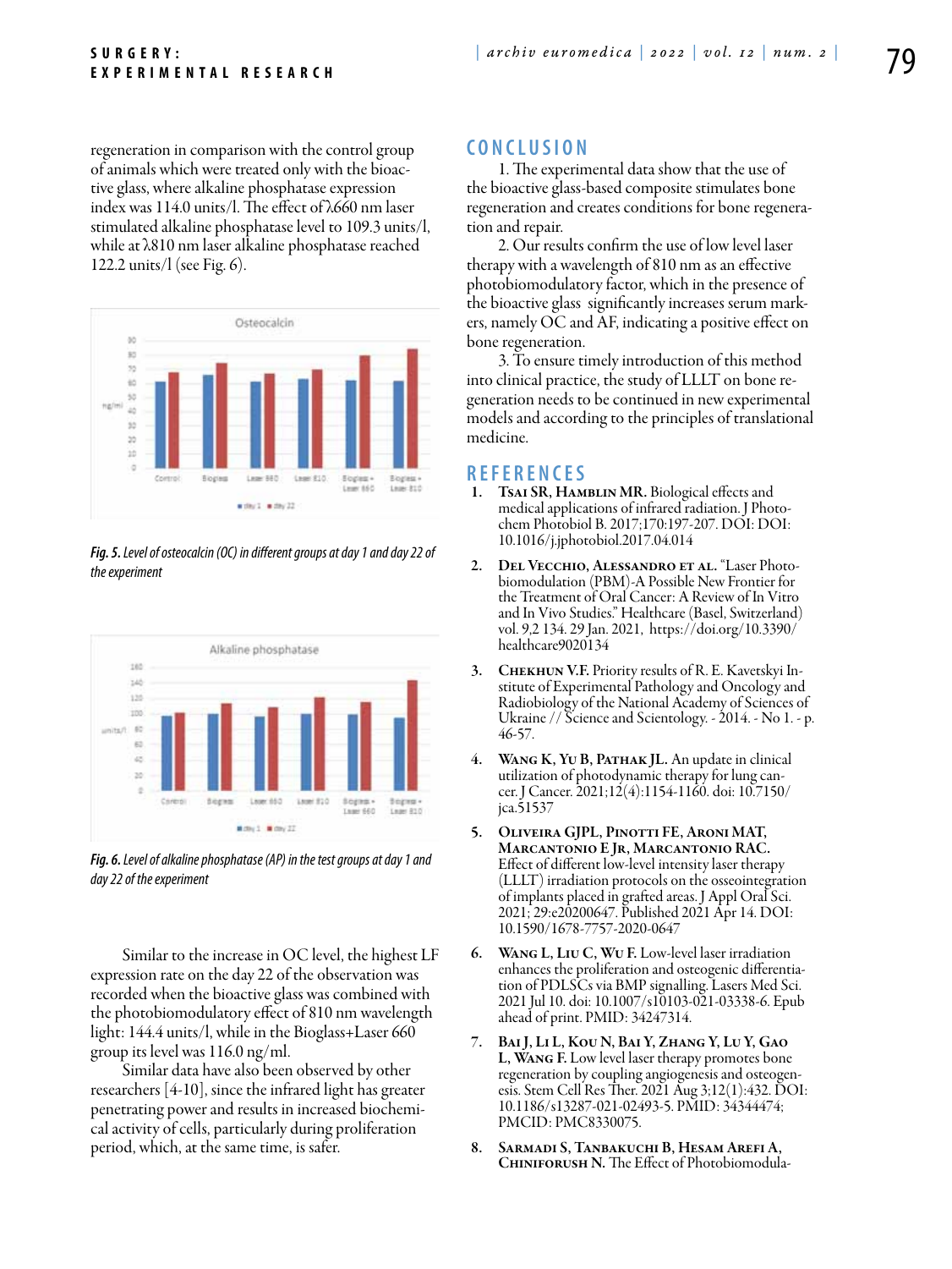regeneration in comparison with the control group of animals which were treated only with the bioactive glass, where alkaline phosphatase expression index was 114.0 units/l. The effect of λ660 nm laser stimulated alkaline phosphatase level to 109.3 units/l, while at λ810 nm laser alkaline phosphatase reached 122.2 units/l (see Fig. 6).

*Fig. 5. Level of osteocalcin (OC) in different groups at day 1 and day 22 of the experiment*

*Fig. 6. Level of alkaline phosphatase (AP) in the test groups at day 1 and day 22 of the experiment*

Similar to the increase in OC level, the highest LF expression rate on the day 22 of the observation was recorded when the bioactive glass was combined with the photobiomodulatory effect of 810 nm wavelength light: 144.4 units/l, while in the Bioglass+Laser 660 group its level was 116.0 ng/ml.

Similar data have also been observed by other researchers [4-10], since the infrared light has greater penetrating power and results in increased biochemical activity of cells, particularly during proliferation period, which, at the same time, is safer.

## CONCLUSION

1. The experimental data show that the use of the bioactive glass-based composite stimulates bone regeneration and creates conditions for bone regeneration and repair.

2. Our results confirm the use of low level laser therapy with a wavelength of 810 nm as an effective photobiomodulatory factor, which in the presence of the bioactive glass significantly increases serum markers, namely OC and AF, indicating a positive effect on bone regeneration.

3. To ensure timely introduction of this method into clinical practice, the study of LLLT on bone regeneration needs to be continued in new experimental models and according to the principles of translational medicine.

## REFERENCES

1. **Tsai SR, Hamblin MR.** Biological effects and medical applications of infrared radiation. J Photochem Photobiol B. 2017;170:197-207. DOI: DOI: 10.1016/j.jphotobiol.2017.04.014
2. **Del Vecchio, Alessandro et al.** "Laser Photobiomodulation (PBM)-A Possible New Frontier for the Treatment of Oral Cancer: A Review of In Vitro and In Vivo Studies." Healthcare (Basel, Switzerland) vol. 9,2 134. 29 Jan. 2021, https://doi.org/10.3390/healthcare9020134
3. **Chekhun V.F.** Priority results of R. E. Kavetskyi Institute of Experimental Pathology and Oncology and Radiobiology of the National Academy of Sciences of Ukraine // Science and Scientology. - 2014. - No 1. - p. 46-57.
4. **Wang K, Yu B, Pathak JL.** An update in clinical utilization of photodynamic therapy for lung cancer. J Cancer. 2021;12(4):1154-1160. doi: 10.7150/jca.51537
5. **Oliveira GJPL, Pinotti FE, Aroni MAT, Marcantonio E Jr, Marcantonio RAC.** Effect of different low-level intensity laser therapy (LLLT) irradiation protocols on the osseointegration of implants placed in grafted areas. J Appl Oral Sci. 2021; 29:e20200647. Published 2021 Apr 14. DOI: 10.1590/1678-7757-2020-0647
6. **Wang L, Liu C, Wu F.** Low-level laser irradiation enhances the proliferation and osteogenic differentiation of PDLSCs via BMP signalling. Lasers Med Sci. 2021 Jul 10. doi: 10.1007/s10103-021-03338-6. Epub ahead of print. PMID: 34247314.
7. **Bai J, Li L, Kou N, Bai Y, Zhang Y, Lu Y, Gao L, Wang F.** Low level laser therapy promotes bone regeneration by coupling angiogenesis and osteogenesis. Stem Cell Res Ther. 2021 Aug 3;12(1):432. DOI: 10.1186/s13287-021-02493-5. PMID: 34344474; PMCID: PMC8330075.
8. **Sarmadi S, Tanbakuchi B, Hesam Arefi A, Chiniforush N.** The Effect of Photobiomodula-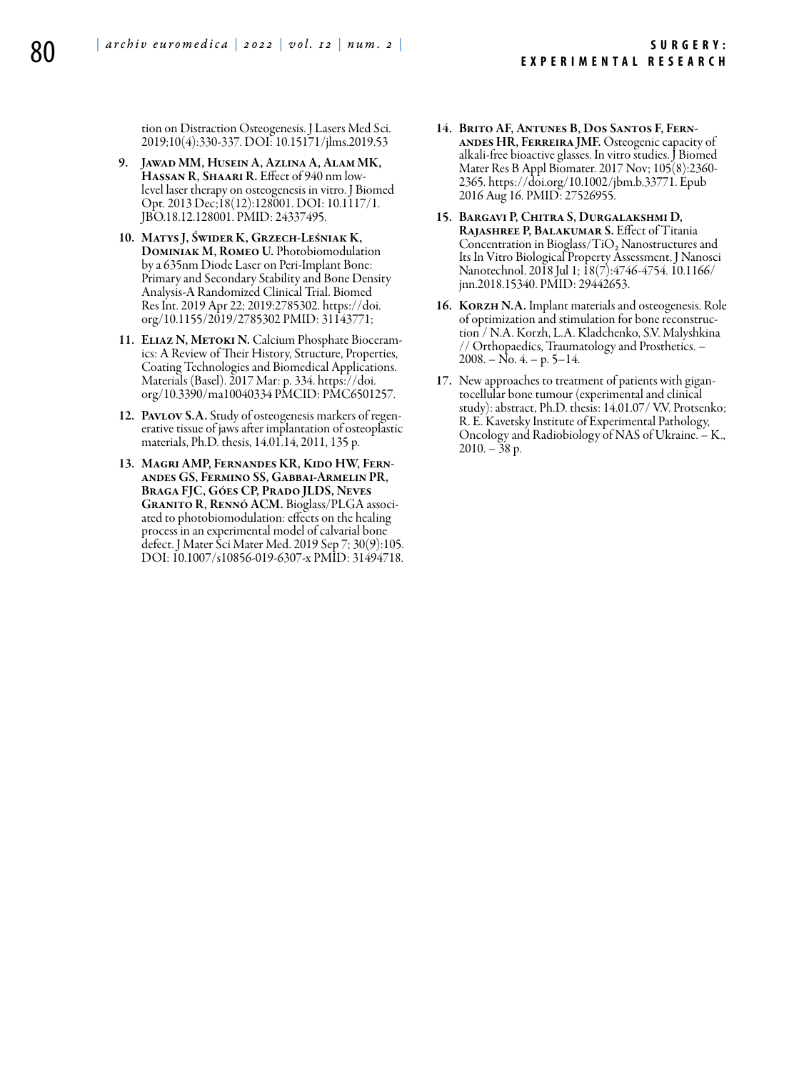tion on Distraction Osteogenesis. J Lasers Med Sci. 2019;10(4):330-337. DOI: 10.15171/jlms.2019.53

9. **Jawad MM, Husein A, Azlina A, Alam MK, Hassan R, Shaari R.** Effect of 940 nm low-level laser therapy on osteogenesis in vitro. J Biomed Opt. 2013 Dec;18(12):128001. DOI: 10.1117/1.JBO.18.12.128001. PMID: 24337495.

10. **Matys J, Świder K, Grzech-Leśniak K, Dominiak M, Romeo U.** Photobiomodulation by a 635nm Diode Laser on Peri-Implant Bone: Primary and Secondary Stability and Bone Density Analysis-A Randomized Clinical Trial. Biomed Res Int. 2019 Apr 22; 2019:2785302. https://doi.org/10.1155/2019/2785302 PMID: 31143771;

11. **Eliaz N, Metoki N.** Calcium Phosphate Bioceramics: A Review of Their History, Structure, Properties, Coating Technologies and Biomedical Applications. Materials (Basel). 2017 Mar: p. 334. https://doi.org/10.3390/ma10040334 PMCID: PMC6501257.

12. **Pavlov S.A.** Study of osteogenesis markers of regenerative tissue of jaws after implantation of osteoplastic materials, Ph.D. thesis, 14.01.14, 2011, 135 p.

13. **Magri AMP, Fernandes KR, Kido HW, Fernandes GS, Fermino SS, Gabbai-Armelin PR, Braga FJC, Góes CP, Prado JLDS, Neves Granito R, Rennó ACM.** Bioglass/PLGA associated to photobiomodulation: effects on the healing process in an experimental model of calvarial bone defect. J Mater Sci Mater Med. 2019 Sep 7; 30(9):105. DOI: 10.1007/s10856-019-6307-x PMID: 31494718.

14. **Brito AF, Antunes B, Dos Santos F, Fernandes HR, Ferreira JMF.** Osteogenic capacity of alkali-free bioactive glasses. In vitro studies. J Biomed Mater Res B Appl Biomater. 2017 Nov; 105(8):2360-2365. https://doi.org/10.1002/jbm.b.33771. Epub 2016 Aug 16. PMID: 27526955.

15. **Bargavi P, Chitra S, Durgalakshmi D, Rajashree P, Balakumar S.** Effect of Titania Concentration in Bioglass/$TiO_2$ Nanostructures and Its In Vitro Biological Property Assessment. J Nanosci Nanotechnol. 2018 Jul 1; 18(7):4746-4754. 10.1166/jnn.2018.15340. PMID: 29442653.

16. **Korzh N.A.** Implant materials and osteogenesis. Role of optimization and stimulation for bone reconstruction / N.A. Korzh, L.A. Kladchenko, S.V. Malyshkina // Orthopaedics, Traumatology and Prosthetics. – 2008. – No. 4. – p. 5–14.

17. New approaches to treatment of patients with gigantocellular bone tumour (experimental and clinical study): abstract, Ph.D. thesis: 14.01.07/ V.V. Protsenko; R. E. Kavetsky Institute of Experimental Pathology, Oncology and Radiobiology of NAS of Ukraine. – K., 2010. – 38 p.